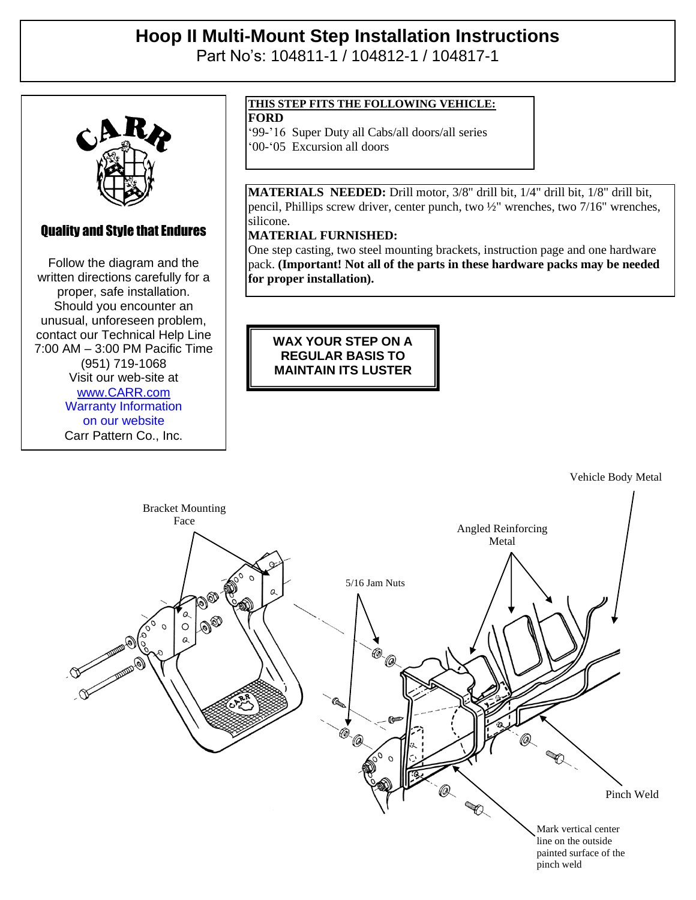# Hoop II Multi-Mount Step Installation Instructions

Part No's: 104811-1 / 104812-1 / 104817-1

CARR

**Quality and Style that Endures**

Follow the diagram and the written directions carefully for a proper, safe installation. Should you encounter an unusual, unforeseen problem, contact our Technical Help Line 7:00 AM – 3:00 PM Pacific Time (951) 719-1068

Visit our web-site at www.CARR.com

Warranty Information on our website

Carr Pattern Co., Inc.

**THIS STEP FITS THE FOLLOWING VEHICLE:**

**FORD**

'99-'16 Super Duty all Cabs/all doors/all series

'00-'05 Excursion all doors

**MATERIALS NEEDED:** Drill motor, 3/8" drill bit, 1/4" drill bit, 1/8" drill bit, pencil, Phillips screw driver, center punch, two ½" wrenches, two 7/16" wrenches, silicone.

**MATERIAL FURNISHED:**

One step casting, two steel mounting brackets, instruction page and one hardware pack. **(Important! Not all of the parts in these hardware packs may be needed for proper installation).**

**WAX YOUR STEP ON A REGULAR BASIS TO MAINTAIN ITS LUSTER**

Bracket Mounting Face

5/16 Jam Nuts

Angled Reinforcing Metal

Vehicle Body Metal

Pinch Weld

Mark vertical center line on the outside painted surface of the pinch weld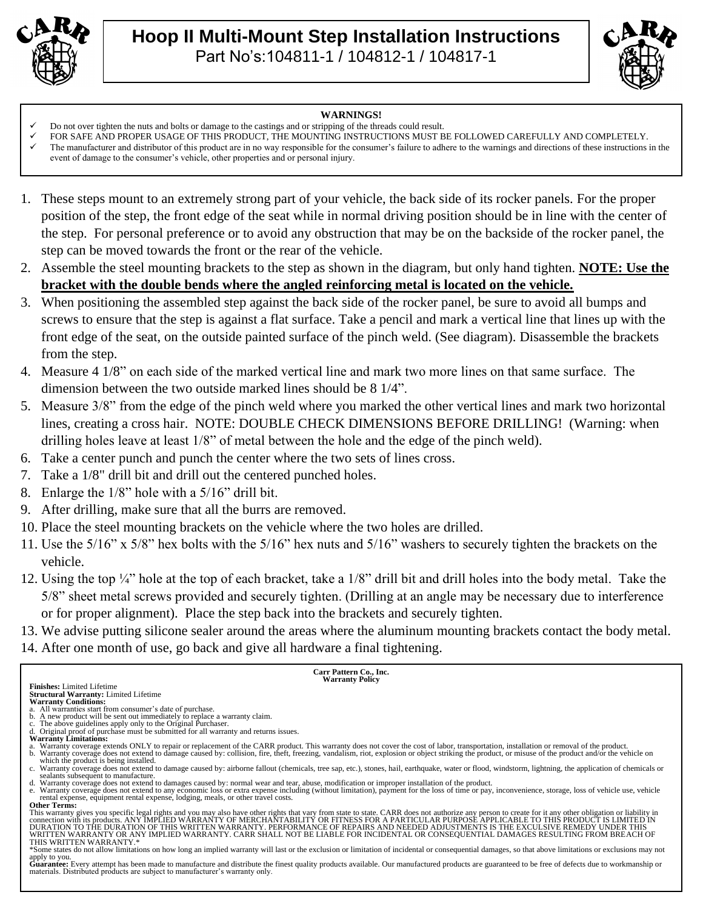# Hoop II Multi-Mount Step Installation Instructions

Part No's:104811-1 / 104812-1 / 104817-1

**WARNINGS!**

- ✓ Do not over tighten the nuts and bolts or damage to the castings and or stripping of the threads could result.
- ✓ FOR SAFE AND PROPER USAGE OF THIS PRODUCT, THE MOUNTING INSTRUCTIONS MUST BE FOLLOWED CAREFULLY AND COMPLETELY.
- ✓ The manufacturer and distributor of this product are in no way responsible for the consumer's failure to adhere to the warnings and directions of these instructions in the event of damage to the consumer's vehicle, other properties and or personal injury.

1. These steps mount to an extremely strong part of your vehicle, the back side of its rocker panels. For the proper position of the step, the front edge of the seat while in normal driving position should be in line with the center of the step. For personal preference or to avoid any obstruction that may be on the backside of the rocker panel, the step can be moved towards the front or the rear of the vehicle.
2. Assemble the steel mounting brackets to the step as shown in the diagram, but only hand tighten. **NOTE: Use the bracket with the double bends where the angled reinforcing metal is located on the vehicle.**
3. When positioning the assembled step against the back side of the rocker panel, be sure to avoid all bumps and screws to ensure that the step is against a flat surface. Take a pencil and mark a vertical line that lines up with the front edge of the seat, on the outside painted surface of the pinch weld. (See diagram). Disassemble the brackets from the step.
4. Measure 4 1/8" on each side of the marked vertical line and mark two more lines on that same surface. The dimension between the two outside marked lines should be 8 1/4".
5. Measure 3/8" from the edge of the pinch weld where you marked the other vertical lines and mark two horizontal lines, creating a cross hair. NOTE: DOUBLE CHECK DIMENSIONS BEFORE DRILLING! (Warning: when drilling holes leave at least 1/8" of metal between the hole and the edge of the pinch weld).
6. Take a center punch and punch the center where the two sets of lines cross.
7. Take a 1/8" drill bit and drill out the centered punched holes.
8. Enlarge the 1/8" hole with a 5/16" drill bit.
9. After drilling, make sure that all the burrs are removed.
10. Place the steel mounting brackets on the vehicle where the two holes are drilled.
11. Use the 5/16" x 5/8" hex bolts with the 5/16" hex nuts and 5/16" washers to securely tighten the brackets on the vehicle.
12. Using the top ¼" hole at the top of each bracket, take a 1/8" drill bit and drill holes into the body metal. Take the 5/8" sheet metal screws provided and securely tighten. (Drilling at an angle may be necessary due to interference or for proper alignment). Place the step back into the brackets and securely tighten.
13. We advise putting silicone sealer around the areas where the aluminum mounting brackets contact the body metal.
14. After one month of use, go back and give all hardware a final tightening.

**Carr Pattern Co., Inc.**
**Warranty Policy**

**Finishes:** Limited Lifetime
**Structural Warranty:** Limited Lifetime
**Warranty Conditions:**

a. All warranties start from consumer's date of purchase.
b. A new product will be sent out immediately to replace a warranty claim.
c. The above guidelines apply only to the Original Purchaser.
d. Original proof of purchase must be submitted for all warranty and returns issues.

**Warranty Limitations:**

a. Warranty coverage extends ONLY to repair or replacement of the CARR product. This warranty does not cover the cost of labor, transportation, installation or removal of the product.
b. Warranty coverage does not extend to damage caused by: collision, fire, theft, freezing, vandalism, riot, explosion or object striking the product, or misuse of the product and/or the vehicle on which the product is being installed.
c. Warranty coverage does not extend to damage caused by: airborne fallout (chemicals, tree sap, etc.), stones, hail, earthquake, water or flood, windstorm, lightning, the application of chemicals or sealants subsequent to manufacture.
d. Warranty coverage does not extend to damages caused by: normal wear and tear, abuse, modification or improper installation of the product.
e. Warranty coverage does not extend to any economic loss or extra expense including (without limitation), payment for the loss of time or pay, inconvenience, storage, loss of vehicle use, vehicle rental expense, equipment rental expense, lodging, meals, or other travel costs.

**Other Terms:**

This warranty gives you specific legal rights and you may also have other rights that vary from state to state. CARR does not authorize any person to create for it any other obligation or liability in connection with its products. ANY IMPLIED WARRANTY OF MERCHANTABILITY OR FITNESS FOR A PARTICULAR PURPOSE APPLICABLE TO THIS PRODUCT IS LIMITED IN DURATION TO THE DURATION OF THIS WRITTEN WARRANTY. PERFORMANCE OF REPAIRS AND NEEDED ADJUSTMENTS IS THE EXCULSIVE REMEDY UNDER THIS WRITTEN WARRANTY OR ANY IMPLIED WARRANTY. CARR SHALL NOT BE LIABLE FOR INCIDENTAL OR CONSEQUENTIAL DAMAGES RESULTING FROM BREACH OF THIS WRITTEN WARRANTY.*

*Some states do not allow limitations on how long an implied warranty will last or the exclusion or limitation of incidental or consequential damages, so that above limitations or exclusions may not apply to you.

**Guarantee:** Every attempt has been made to manufacture and distribute the finest quality products available. Our manufactured products are guaranteed to be free of defects due to workmanship or materials. Distributed products are subject to manufacturer's warranty only.